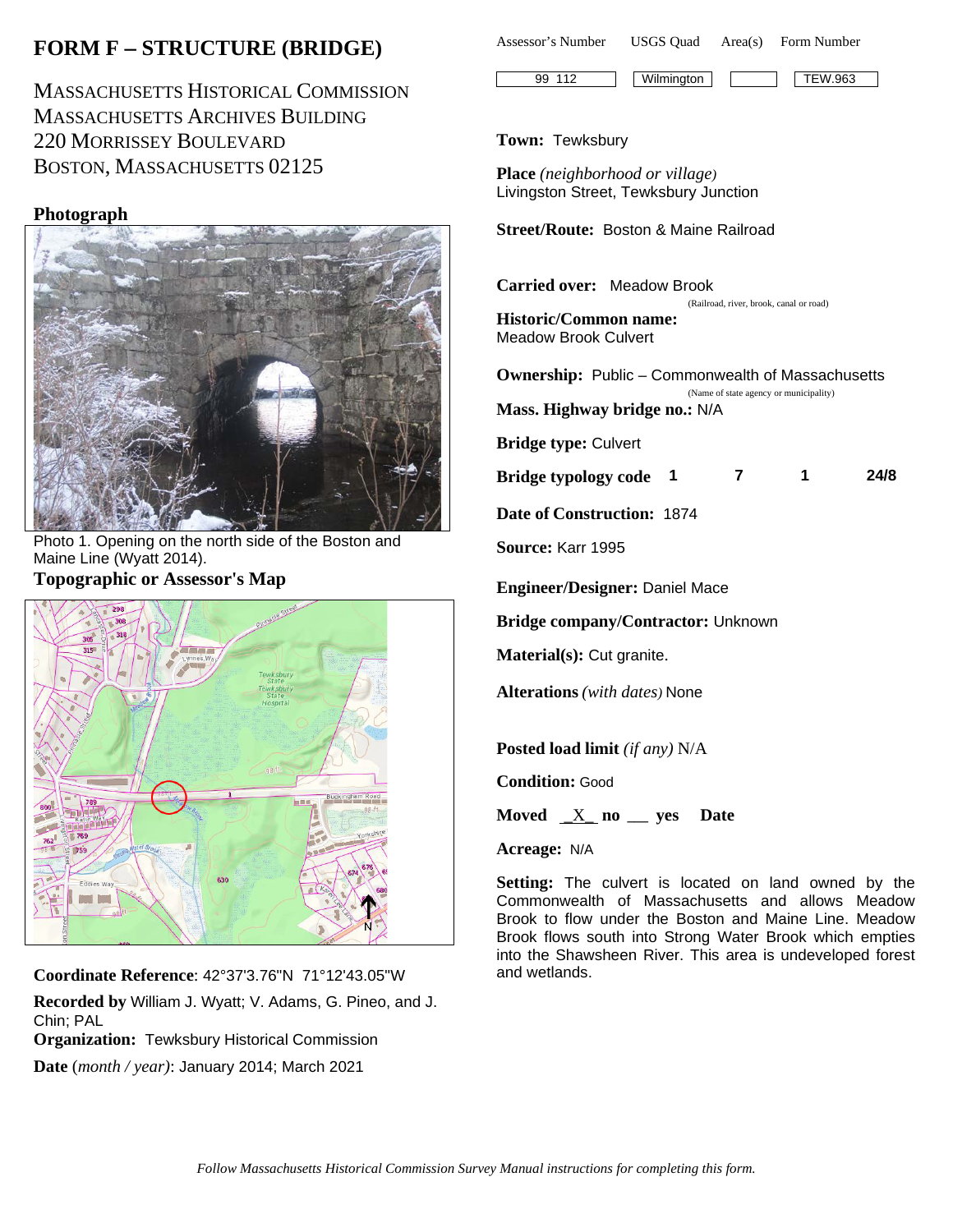# FORM F – STRUCTURE (BRIDGE)

MASSACHUSETTS HISTORICAL COMMISSION
MASSACHUSETTS ARCHIVES BUILDING
220 MORRISSEY BOULEVARD
BOSTON, MASSACHUSETTS 02125

| Assessor's Number | USGS Quad | Area(s) | Form Number |
|---|---|---|---|
| 99 112 | Wilmington | | TEW.963 |

**Town:** Tewksbury

**Place** *(neighborhood or village)*
Livingston Street, Tewksbury Junction

**Street/Route:** Boston & Maine Railroad

**Carried over:** Meadow Brook
(Railroad, river, brook, canal or road)

**Historic/Common name:**
Meadow Brook Culvert

**Ownership:** Public – Commonwealth of Massachusetts
(Name of state agency or municipality)

**Mass. Highway bridge no.:** N/A

**Bridge type:** Culvert

**Bridge typology code** 1 7 1 24/8

**Date of Construction:** 1874

**Source:** Karr 1995

**Engineer/Designer:** Daniel Mace

**Bridge company/Contractor:** Unknown

**Material(s):** Cut granite.

**Alterations** *(with dates)* None

**Posted load limit** *(if any)* N/A

**Condition:** Good

**Moved** _X_ no __ yes **Date**

**Acreage:** N/A

**Setting:** The culvert is located on land owned by the Commonwealth of Massachusetts and allows Meadow Brook to flow under the Boston and Maine Line. Meadow Brook flows south into Strong Water Brook which empties into the Shawsheen River. This area is undeveloped forest and wetlands.

## Photograph

Photo 1. Opening on the north side of the Boston and Maine Line (Wyatt 2014).

## Topographic or Assessor's Map

**Coordinate Reference**: 42°37'3.76"N 71°12'43.05"W

**Recorded by** William J. Wyatt; V. Adams, G. Pineo, and J. Chin; PAL

**Organization:** Tewksbury Historical Commission

**Date** *(month / year)*: January 2014; March 2021

*Follow Massachusetts Historical Commission Survey Manual instructions for completing this form.*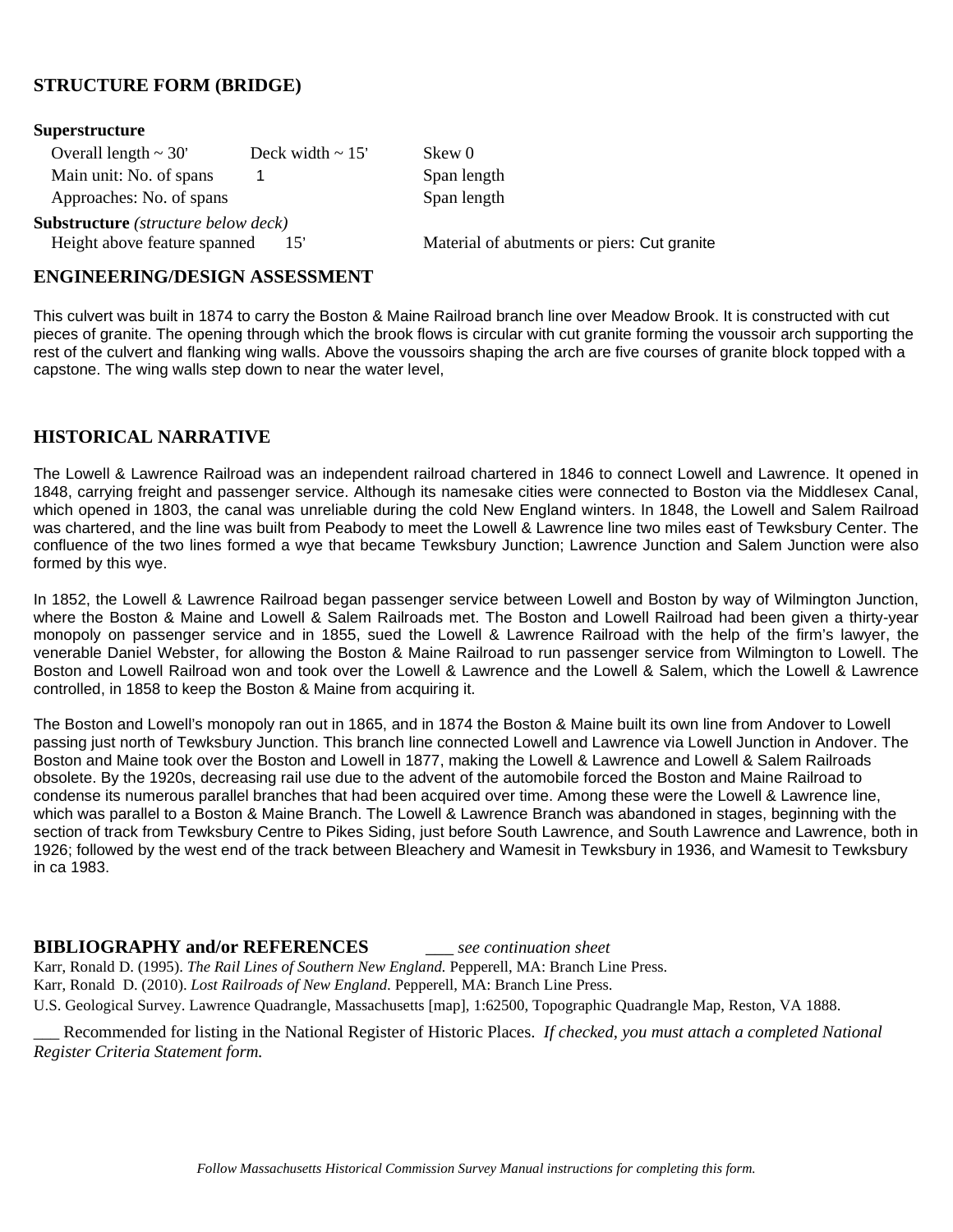## STRUCTURE FORM (BRIDGE)

**Superstructure**

Overall length ~ 30'    Deck width ~ 15'    Skew 0

Main unit: No. of spans  1    Span length

Approaches: No. of spans    Span length

**Substructure** *(structure below deck)*

Height above feature spanned  15'    Material of abutments or piers: Cut granite

## ENGINEERING/DESIGN ASSESSMENT

This culvert was built in 1874 to carry the Boston & Maine Railroad branch line over Meadow Brook. It is constructed with cut pieces of granite. The opening through which the brook flows is circular with cut granite forming the voussoir arch supporting the rest of the culvert and flanking wing walls. Above the voussoirs shaping the arch are five courses of granite block topped with a capstone. The wing walls step down to near the water level,

## HISTORICAL NARRATIVE

The Lowell & Lawrence Railroad was an independent railroad chartered in 1846 to connect Lowell and Lawrence. It opened in 1848, carrying freight and passenger service. Although its namesake cities were connected to Boston via the Middlesex Canal, which opened in 1803, the canal was unreliable during the cold New England winters. In 1848, the Lowell and Salem Railroad was chartered, and the line was built from Peabody to meet the Lowell & Lawrence line two miles east of Tewksbury Center. The confluence of the two lines formed a wye that became Tewksbury Junction; Lawrence Junction and Salem Junction were also formed by this wye.

In 1852, the Lowell & Lawrence Railroad began passenger service between Lowell and Boston by way of Wilmington Junction, where the Boston & Maine and Lowell & Salem Railroads met. The Boston and Lowell Railroad had been given a thirty-year monopoly on passenger service and in 1855, sued the Lowell & Lawrence Railroad with the help of the firm's lawyer, the venerable Daniel Webster, for allowing the Boston & Maine Railroad to run passenger service from Wilmington to Lowell. The Boston and Lowell Railroad won and took over the Lowell & Lawrence and the Lowell & Salem, which the Lowell & Lawrence controlled, in 1858 to keep the Boston & Maine from acquiring it.

The Boston and Lowell's monopoly ran out in 1865, and in 1874 the Boston & Maine built its own line from Andover to Lowell passing just north of Tewksbury Junction. This branch line connected Lowell and Lawrence via Lowell Junction in Andover. The Boston and Maine took over the Boston and Lowell in 1877, making the Lowell & Lawrence and Lowell & Salem Railroads obsolete. By the 1920s, decreasing rail use due to the advent of the automobile forced the Boston and Maine Railroad to condense its numerous parallel branches that had been acquired over time. Among these were the Lowell & Lawrence line, which was parallel to a Boston & Maine Branch. The Lowell & Lawrence Branch was abandoned in stages, beginning with the section of track from Tewksbury Centre to Pikes Siding, just before South Lawrence, and South Lawrence and Lawrence, both in 1926; followed by the west end of the track between Bleachery and Wamesit in Tewksbury in 1936, and Wamesit to Tewksbury in ca 1983.

## BIBLIOGRAPHY and/or REFERENCES

___ *see continuation sheet*

Karr, Ronald D. (1995). *The Rail Lines of Southern New England.* Pepperell, MA: Branch Line Press.
Karr, Ronald D. (2010). *Lost Railroads of New England.* Pepperell, MA: Branch Line Press.
U.S. Geological Survey. Lawrence Quadrangle, Massachusetts [map], 1:62500, Topographic Quadrangle Map, Reston, VA 1888.

___ Recommended for listing in the National Register of Historic Places. *If checked, you must attach a completed National Register Criteria Statement form.*

*Follow Massachusetts Historical Commission Survey Manual instructions for completing this form.*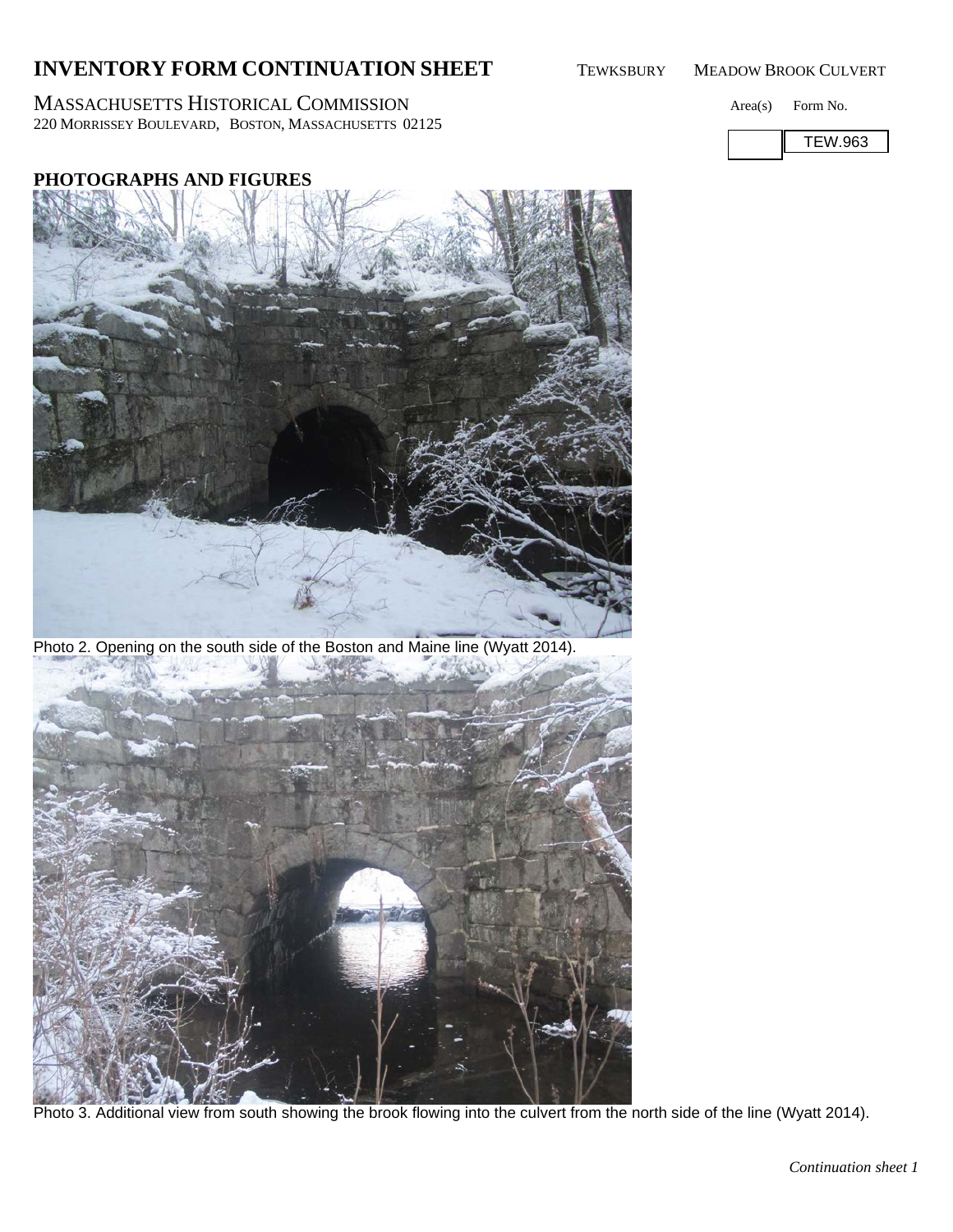# INVENTORY FORM CONTINUATION SHEET

TEWKSBURY MEADOW BROOK CULVERT

MASSACHUSETTS HISTORICAL COMMISSION
220 MORRISSEY BOULEVARD, BOSTON, MASSACHUSETTS 02125

Area(s) Form No.

TEW.963

## PHOTOGRAPHS AND FIGURES

Photo 2. Opening on the south side of the Boston and Maine line (Wyatt 2014).

Photo 3. Additional view from south showing the brook flowing into the culvert from the north side of the line (Wyatt 2014).

*Continuation sheet 1*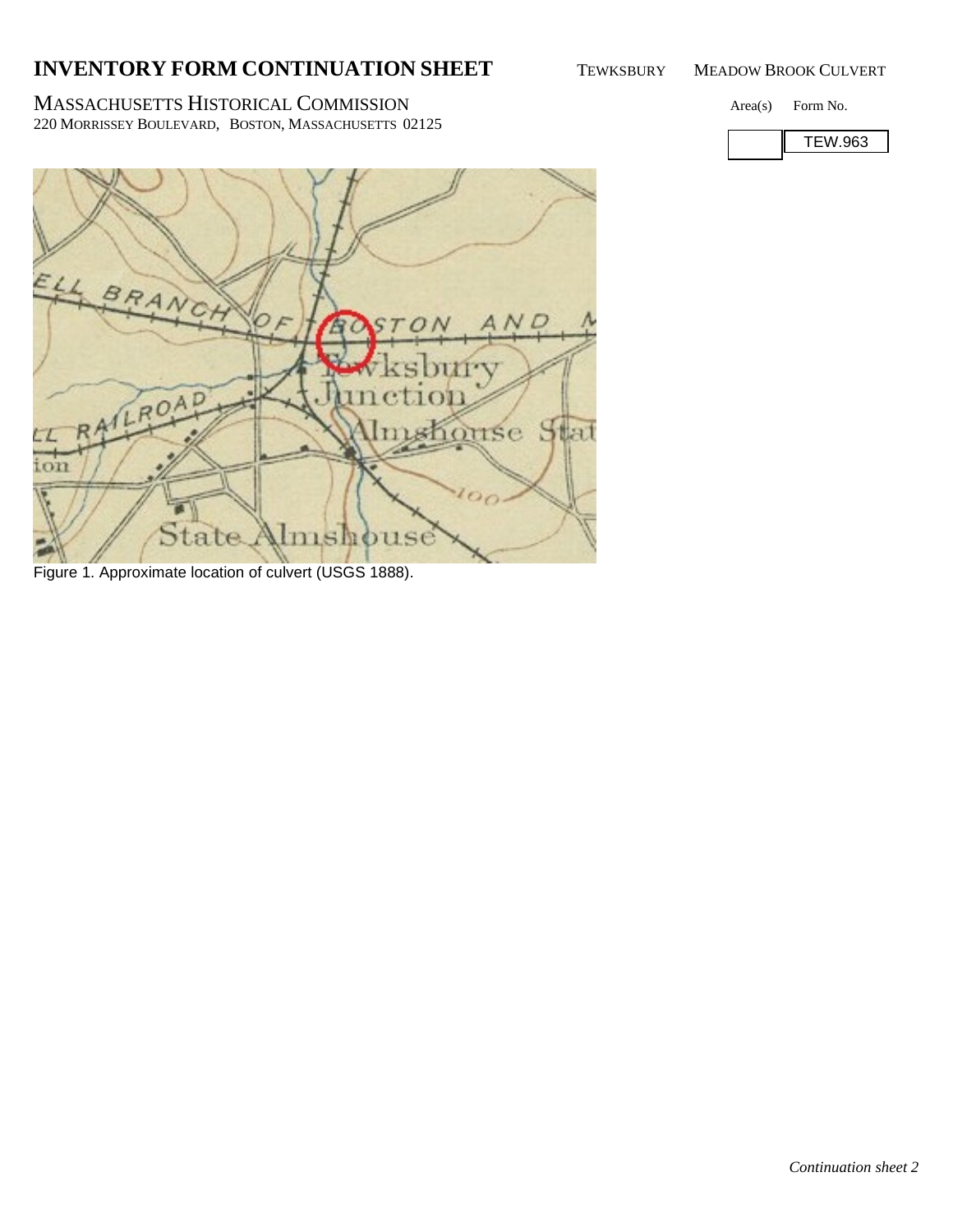# INVENTORY FORM CONTINUATION SHEET

TEWKSBURY MEADOW BROOK CULVERT

MASSACHUSETTS HISTORICAL COMMISSION
220 MORRISSEY BOULEVARD, BOSTON, MASSACHUSETTS 02125

Area(s) Form No.

| Area(s) | Form No. |
| --- | --- |
| | TEW.963 |

Figure 1. Approximate location of culvert (USGS 1888).

*Continuation sheet 2*